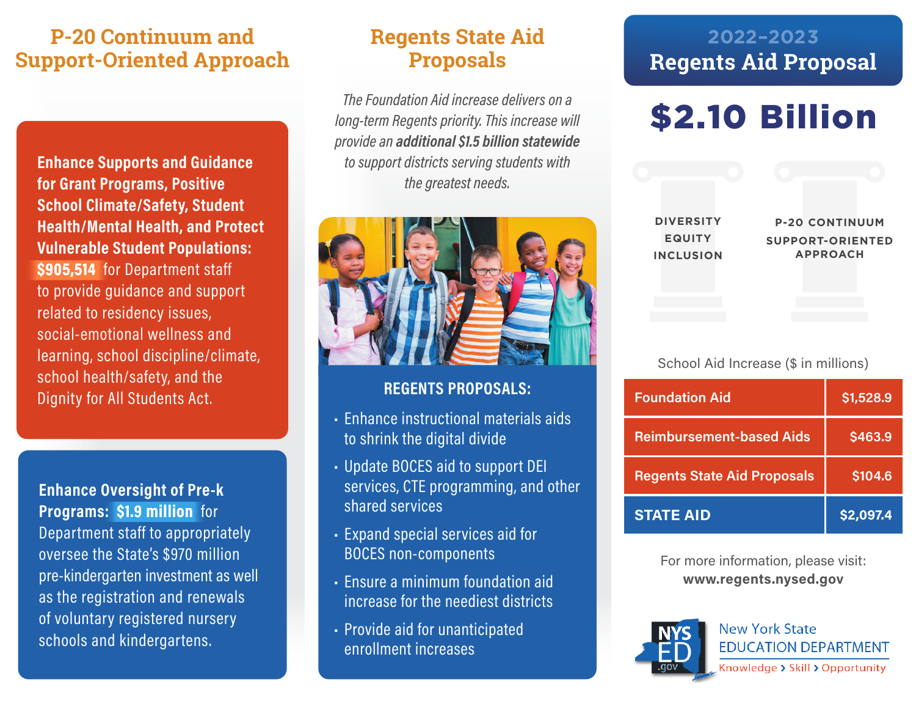## P-20 Continuum and Support-Oriented Approach

**Enhance Supports and Guidance for Grant Programs, Positive School Climate/Safety, Student Health/Mental Health, and Protect Vulnerable Student Populations:** **$905,514** for Department staff to provide guidance and support related to residency issues, social-emotional wellness and learning, school discipline/climate, school health/safety, and the Dignity for All Students Act.

**Enhance Oversight of Pre-k Programs: $1.9 million** for Department staff to appropriately oversee the State's $970 million pre-kindergarten investment as well as the registration and renewals of voluntary registered nursery schools and kindergartens.

## Regents State Aid Proposals

*The Foundation Aid increase delivers on a long-term Regents priority. This increase will provide an **additional $1.5 billion statewide** to support districts serving students with the greatest needs.*

**REGENTS PROPOSALS:**

- Enhance instructional materials aids to shrink the digital divide
- Update BOCES aid to support DEI services, CTE programming, and other shared services
- Expand special services aid for BOCES non-components
- Ensure a minimum foundation aid increase for the neediest districts
- Provide aid for unanticipated enrollment increases

## 2022-2023 Regents Aid Proposal

# $2.10 Billion

DIVERSITY EQUITY INCLUSION

P-20 CONTINUUM SUPPORT-ORIENTED APPROACH

School Aid Increase ($ in millions)

| | |
|---|---|
| Foundation Aid | $1,528.9 |
| Reimbursement-based Aids | $463.9 |
| Regents State Aid Proposals | $104.6 |
| **STATE AID** | **$2,097.4** |

For more information, please visit:
**www.regents.nysed.gov**

NYS ED .gov — New York State EDUCATION DEPARTMENT — Knowledge › Skill › Opportunity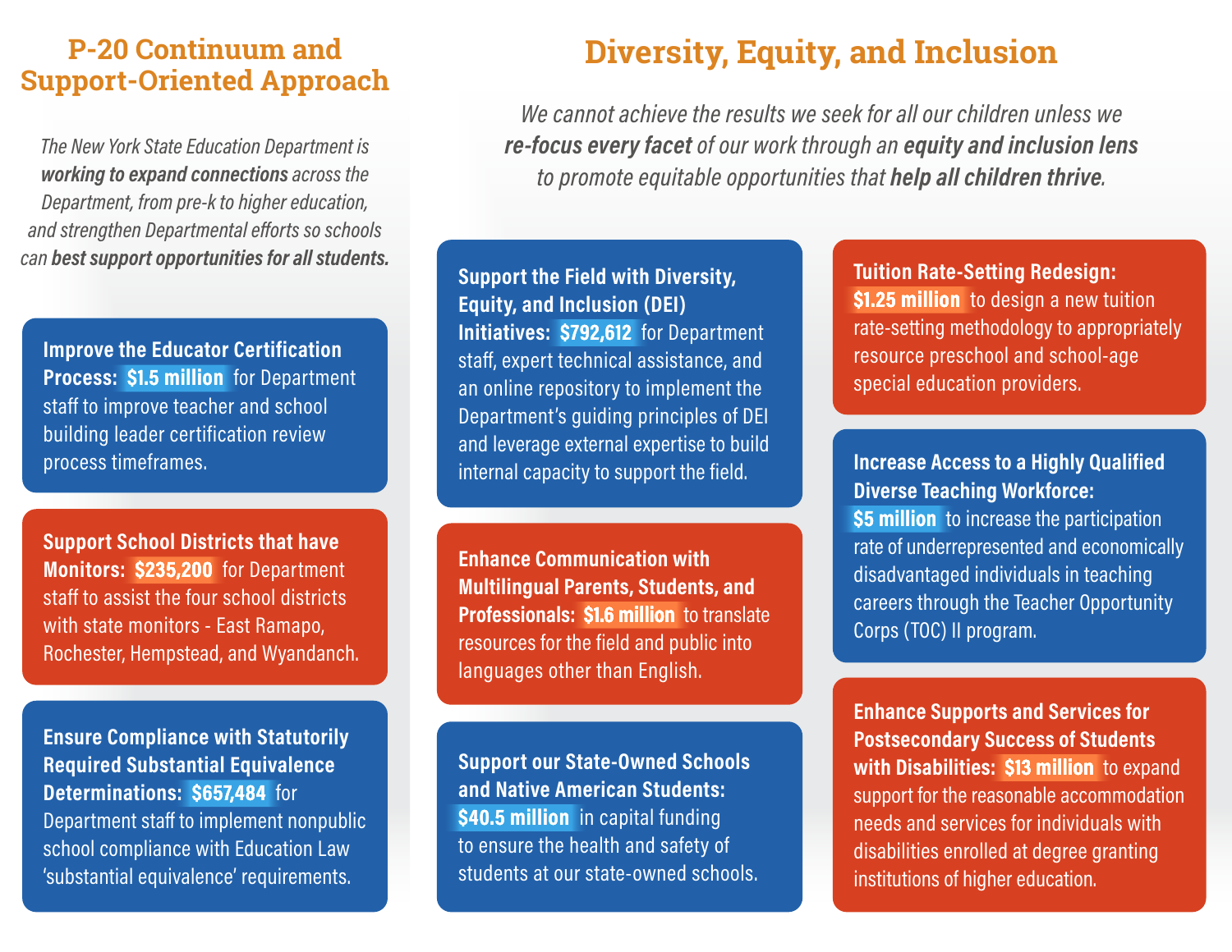## P-20 Continuum and Support-Oriented Approach

*The New York State Education Department is **working to expand connections** across the Department, from pre-k to higher education, and strengthen Departmental efforts so schools can **best support opportunities for all students.***

**Improve the Educator Certification Process:** **$1.5 million** for Department staff to improve teacher and school building leader certification review process timeframes.

**Support School Districts that have Monitors:** **$235,200** for Department staff to assist the four school districts with state monitors - East Ramapo, Rochester, Hempstead, and Wyandanch.

**Ensure Compliance with Statutorily Required Substantial Equivalence Determinations:** **$657,484** for Department staff to implement nonpublic school compliance with Education Law 'substantial equivalence' requirements.

## Diversity, Equity, and Inclusion

*We cannot achieve the results we seek for all our children unless we **re-focus every facet** of our work through an **equity and inclusion lens** to promote equitable opportunities that **help all children thrive**.*

**Support the Field with Diversity, Equity, and Inclusion (DEI) Initiatives:** **$792,612** for Department staff, expert technical assistance, and an online repository to implement the Department's guiding principles of DEI and leverage external expertise to build internal capacity to support the field.

**Enhance Communication with Multilingual Parents, Students, and Professionals:** **$1.6 million** to translate resources for the field and public into languages other than English.

**Support our State-Owned Schools and Native American Students:** **$40.5 million** in capital funding to ensure the health and safety of students at our state-owned schools.

**Tuition Rate-Setting Redesign:** **$1.25 million** to design a new tuition rate-setting methodology to appropriately resource preschool and school-age special education providers.

**Increase Access to a Highly Qualified Diverse Teaching Workforce:** **$5 million** to increase the participation rate of underrepresented and economically disadvantaged individuals in teaching careers through the Teacher Opportunity Corps (TOC) II program.

**Enhance Supports and Services for Postsecondary Success of Students with Disabilities:** **$13 million** to expand support for the reasonable accommodation needs and services for individuals with disabilities enrolled at degree granting institutions of higher education.